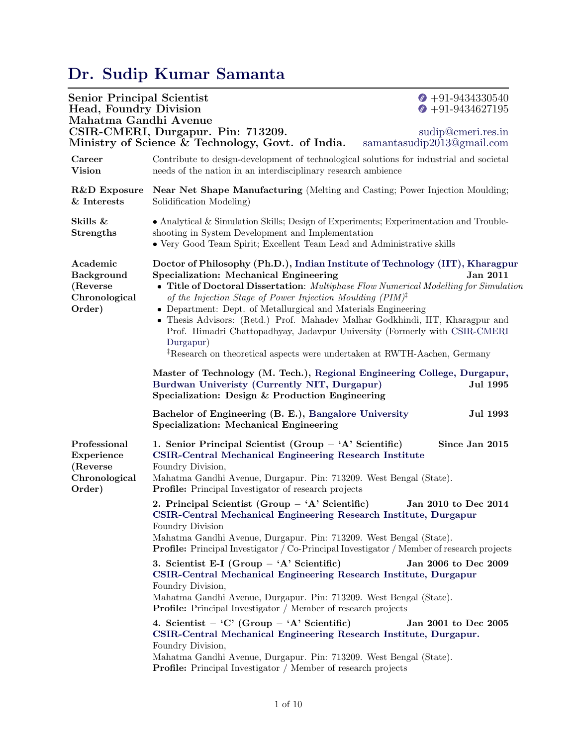# Dr. Sudip Kumar Samanta

**Senior Principal Scientist**
**Head, Foundry Division**
**Mahatma Gandhi Avenue**
**CSIR-CMERI, Durgapur. Pin: 713209.**
**Ministry of Science & Technology, Govt. of India.**

+91-9434330540
+91-9434627195
sudip@cmeri.res.in
samantasudip2013@gmail.com

**Career Vision**

Contribute to design-development of technological solutions for industrial and societal needs of the nation in an interdisciplinary research ambience

**R&D Exposure & Interests**

**Near Net Shape Manufacturing** (Melting and Casting; Power Injection Moulding; Solidification Modeling)

**Skills & Strengths**

- Analytical & Simulation Skills; Design of Experiments; Experimentation and Trouble-shooting in System Development and Implementation
- Very Good Team Spirit; Excellent Team Lead and Administrative skills

**Academic Background (Reverse Chronological Order)**

**Doctor of Philosophy (Ph.D.), Indian Institute of Technology (IIT), Kharagpur**
**Specialization: Mechanical Engineering** — **Jan 2011**

- **Title of Doctoral Dissertation**: *Multiphase Flow Numerical Modelling for Simulation of the Injection Stage of Power Injection Moulding (PIM)*‡
- Department: Dept. of Metallurgical and Materials Engineering
- Thesis Advisors: (Retd.) Prof. Mahadev Malhar Godkhindi, IIT, Kharagpur and Prof. Himadri Chattopadhyay, Jadavpur University (Formerly with CSIR-CMERI Durgapur)

‡Research on theoretical aspects were undertaken at RWTH-Aachen, Germany

**Master of Technology (M. Tech.), Regional Engineering College, Durgapur, Burdwan Univeristy (Currently NIT, Durgapur)** — **Jul 1995**
**Specialization: Design & Production Engineering**

**Bachelor of Engineering (B. E.), Bangalore University** — **Jul 1993**
**Specialization: Mechanical Engineering**

**Professional Experience (Reverse Chronological Order)**

**1. Senior Principal Scientist (Group – 'A' Scientific)** — **Since Jan 2015**
**CSIR-Central Mechanical Engineering Research Institute**
Foundry Division,
Mahatma Gandhi Avenue, Durgapur. Pin: 713209. West Bengal (State).
**Profile:** Principal Investigator of research projects

**2. Principal Scientist (Group – 'A' Scientific)** — **Jan 2010 to Dec 2014**
**CSIR-Central Mechanical Engineering Research Institute, Durgapur**
Foundry Division
Mahatma Gandhi Avenue, Durgapur. Pin: 713209. West Bengal (State).
**Profile:** Principal Investigator / Co-Principal Investigator / Member of research projects

**3. Scientist E-I (Group – 'A' Scientific)** — **Jan 2006 to Dec 2009**
**CSIR-Central Mechanical Engineering Research Institute, Durgapur**
Foundry Division,
Mahatma Gandhi Avenue, Durgapur. Pin: 713209. West Bengal (State).
**Profile:** Principal Investigator / Member of research projects

**4. Scientist – 'C' (Group – 'A' Scientific)** — **Jan 2001 to Dec 2005**
**CSIR-Central Mechanical Engineering Research Institute, Durgapur.**
Foundry Division,
Mahatma Gandhi Avenue, Durgapur. Pin: 713209. West Bengal (State).
**Profile:** Principal Investigator / Member of research projects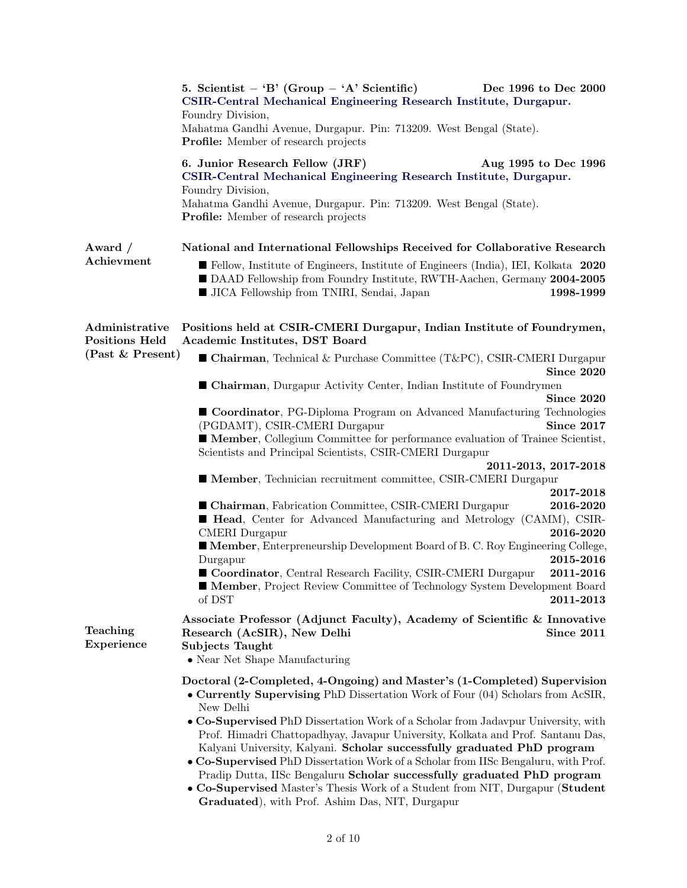**5. Scientist – 'B' (Group – 'A' Scientific)** **Dec 1996 to Dec 2000**
**CSIR-Central Mechanical Engineering Research Institute, Durgapur.**
Foundry Division,
Mahatma Gandhi Avenue, Durgapur. Pin: 713209. West Bengal (State).
**Profile:** Member of research projects

**6. Junior Research Fellow (JRF)** **Aug 1995 to Dec 1996**
**CSIR-Central Mechanical Engineering Research Institute, Durgapur.**
Foundry Division,
Mahatma Gandhi Avenue, Durgapur. Pin: 713209. West Bengal (State).
**Profile:** Member of research projects

## Award / Achievment

**National and International Fellowships Received for Collaborative Research**

- Fellow, Institute of Engineers, Institute of Engineers (India), IEI, Kolkata **2020**
- DAAD Fellowship from Foundry Institute, RWTH-Aachen, Germany **2004-2005**
- JICA Fellowship from TNIRI, Sendai, Japan **1998-1999**

## Administrative Positions Held (Past & Present)

**Positions held at CSIR-CMERI Durgapur, Indian Institute of Foundrymen, Academic Institutes, DST Board**

- **Chairman**, Technical & Purchase Committee (T&PC), CSIR-CMERI Durgapur **Since 2020**
- **Chairman**, Durgapur Activity Center, Indian Institute of Foundrymen **Since 2020**
- **Coordinator**, PG-Diploma Program on Advanced Manufacturing Technologies (PGDAMT), CSIR-CMERI Durgapur **Since 2017**
- **Member**, Collegium Committee for performance evaluation of Trainee Scientist, Scientists and Principal Scientists, CSIR-CMERI Durgapur **2011-2013, 2017-2018**
- **Member**, Technician recruitment committee, CSIR-CMERI Durgapur **2017-2018**
- **Chairman**, Fabrication Committee, CSIR-CMERI Durgapur **2016-2020**
- **Head**, Center for Advanced Manufacturing and Metrology (CAMM), CSIR-CMERI Durgapur **2016-2020**
- **Member**, Enterpreneurship Development Board of B. C. Roy Engineering College, Durgapur **2015-2016**
- **Coordinator**, Central Research Facility, CSIR-CMERI Durgapur **2011-2016**
- **Member**, Project Review Committee of Technology System Development Board of DST **2011-2013**

## Teaching Experience

**Associate Professor (Adjunct Faculty), Academy of Scientific & Innovative Research (AcSIR), New Delhi** **Since 2011**

**Subjects Taught**

- Near Net Shape Manufacturing

**Doctoral (2-Completed, 4-Ongoing) and Master's (1-Completed) Supervision**

- **Currently Supervising** PhD Dissertation Work of Four (04) Scholars from AcSIR, New Delhi
- **Co-Supervised** PhD Dissertation Work of a Scholar from Jadavpur University, with Prof. Himadri Chattopadhyay, Javapur University, Kolkata and Prof. Santanu Das, Kalyani University, Kalyani. **Scholar successfully graduated PhD program**
- **Co-Supervised** PhD Dissertation Work of a Scholar from IISc Bengaluru, with Prof. Pradip Dutta, IISc Bengaluru **Scholar successfully graduated PhD program**
- **Co-Supervised** Master's Thesis Work of a Student from NIT, Durgapur (**Student Graduated**), with Prof. Ashim Das, NIT, Durgapur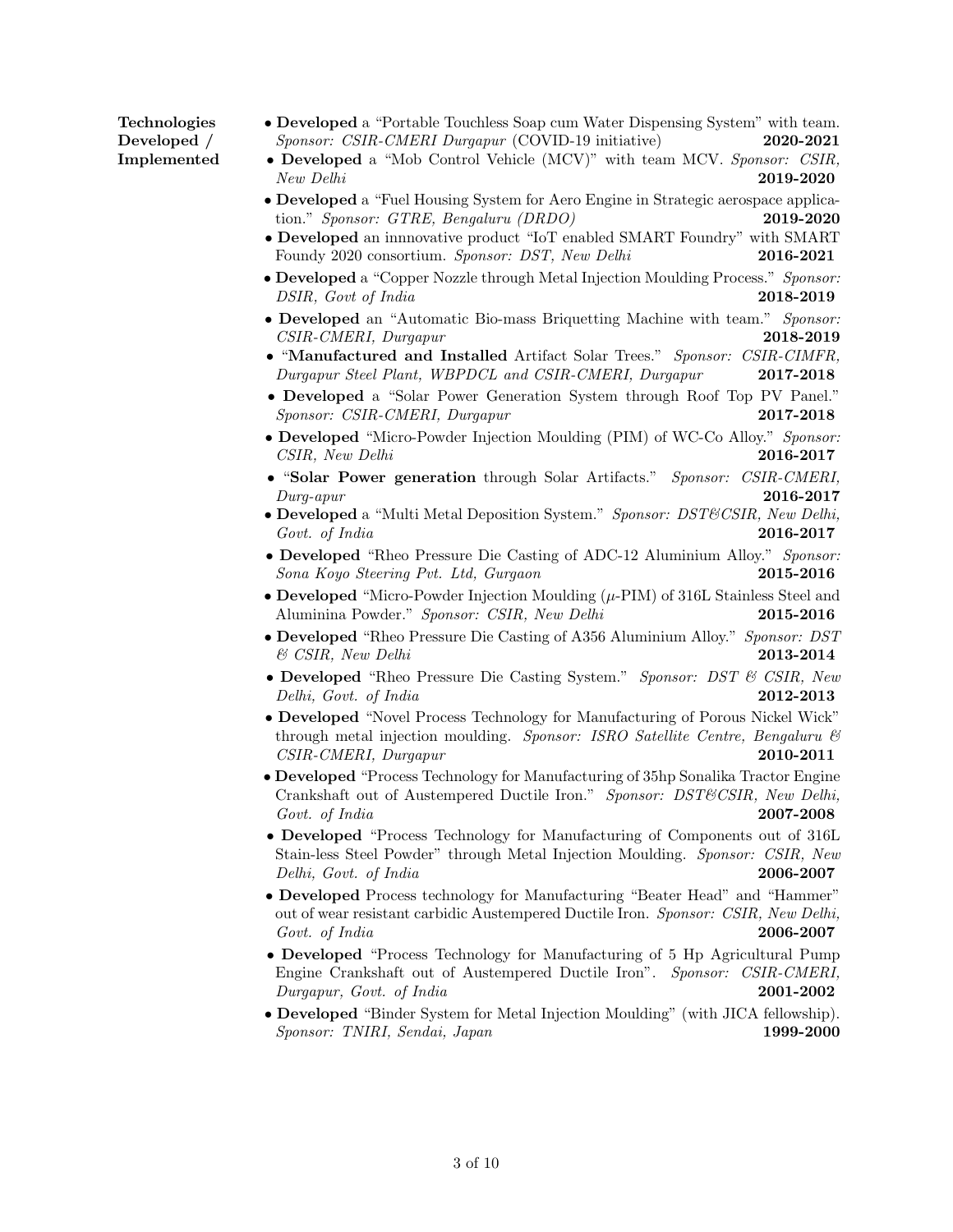**Technologies Developed / Implemented**

- **Developed** a "Portable Touchless Soap cum Water Dispensing System" with team. *Sponsor: CSIR-CMERI Durgapur* (COVID-19 initiative) **2020-2021**
- **Developed** a "Mob Control Vehicle (MCV)" with team MCV. *Sponsor: CSIR, New Delhi* **2019-2020**
- **Developed** a "Fuel Housing System for Aero Engine in Strategic aerospace application." *Sponsor: GTRE, Bengaluru (DRDO)* **2019-2020**
- **Developed** an innnovative product "IoT enabled SMART Foundry" with SMART Foundy 2020 consortium. *Sponsor: DST, New Delhi* **2016-2021**
- **Developed** a "Copper Nozzle through Metal Injection Moulding Process." *Sponsor: DSIR, Govt of India* **2018-2019**
- **Developed** an "Automatic Bio-mass Briquetting Machine with team." *Sponsor: CSIR-CMERI, Durgapur* **2018-2019**
- "**Manufactured and Installed** Artifact Solar Trees." *Sponsor: CSIR-CIMFR, Durgapur Steel Plant, WBPDCL and CSIR-CMERI, Durgapur* **2017-2018**
- **Developed** a "Solar Power Generation System through Roof Top PV Panel." *Sponsor: CSIR-CMERI, Durgapur* **2017-2018**
- **Developed** "Micro-Powder Injection Moulding (PIM) of WC-Co Alloy." *Sponsor: CSIR, New Delhi* **2016-2017**
- "**Solar Power generation** through Solar Artifacts." *Sponsor: CSIR-CMERI, Durg-apur* **2016-2017**
- **Developed** a "Multi Metal Deposition System." *Sponsor: DST&CSIR, New Delhi, Govt. of India* **2016-2017**
- **Developed** "Rheo Pressure Die Casting of ADC-12 Aluminium Alloy." *Sponsor: Sona Koyo Steering Pvt. Ltd, Gurgaon* **2015-2016**
- **Developed** "Micro-Powder Injection Moulding ($\mu$-PIM) of 316L Stainless Steel and Aluminina Powder." *Sponsor: CSIR, New Delhi* **2015-2016**
- **Developed** "Rheo Pressure Die Casting of A356 Aluminium Alloy." *Sponsor: DST & CSIR, New Delhi* **2013-2014**
- **Developed** "Rheo Pressure Die Casting System." *Sponsor: DST & CSIR, New Delhi, Govt. of India* **2012-2013**
- **Developed** "Novel Process Technology for Manufacturing of Porous Nickel Wick" through metal injection moulding. *Sponsor: ISRO Satellite Centre, Bengaluru & CSIR-CMERI, Durgapur* **2010-2011**
- **Developed** "Process Technology for Manufacturing of 35hp Sonalika Tractor Engine Crankshaft out of Austempered Ductile Iron." *Sponsor: DST&CSIR, New Delhi, Govt. of India* **2007-2008**
- **Developed** "Process Technology for Manufacturing of Components out of 316L Stain-less Steel Powder" through Metal Injection Moulding. *Sponsor: CSIR, New Delhi, Govt. of India* **2006-2007**
- **Developed** Process technology for Manufacturing "Beater Head" and "Hammer" out of wear resistant carbidic Austempered Ductile Iron. *Sponsor: CSIR, New Delhi, Govt. of India* **2006-2007**
- **Developed** "Process Technology for Manufacturing of 5 Hp Agricultural Pump Engine Crankshaft out of Austempered Ductile Iron". *Sponsor: CSIR-CMERI, Durgapur, Govt. of India* **2001-2002**
- **Developed** "Binder System for Metal Injection Moulding" (with JICA fellowship). *Sponsor: TNIRI, Sendai, Japan* **1999-2000**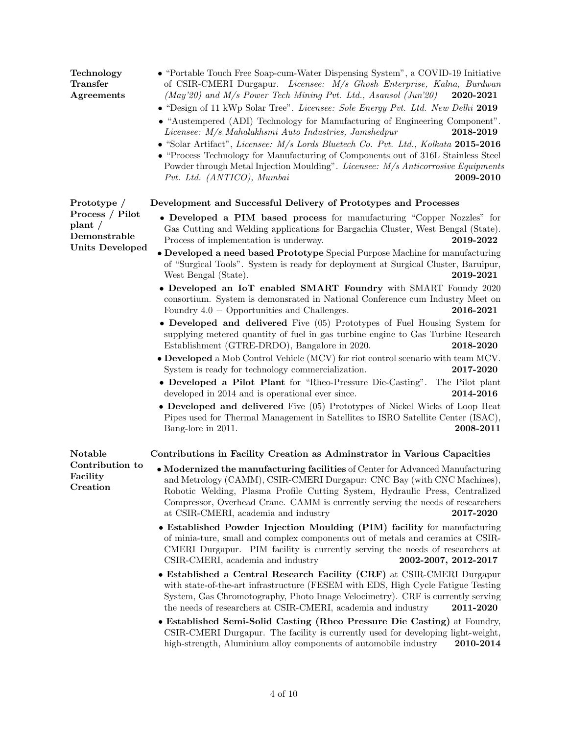## Technology Transfer Agreements

- "Portable Touch Free Soap-cum-Water Dispensing System", a COVID-19 Initiative of CSIR-CMERI Durgapur. *Licensee: M/s Ghosh Enterprise, Kalna, Burdwan (May'20) and M/s Power Tech Mining Pvt. Ltd., Asansol (Jun'20)* **2020-2021**
- "Design of 11 kWp Solar Tree". *Licensee: Sole Energy Pvt. Ltd. New Delhi* **2019**
- "Austempered (ADI) Technology for Manufacturing of Engineering Component". *Licensee: M/s Mahalakhsmi Auto Industries, Jamshedpur* **2018-2019**
- "Solar Artifact", *Licensee: M/s Lords Bluetech Co. Pvt. Ltd., Kolkata* **2015-2016**
- "Process Technology for Manufacturing of Components out of 316L Stainless Steel Powder through Metal Injection Moulding". *Licensee: M/s Anticorrosive Equipments Pvt. Ltd. (ANTICO), Mumbai* **2009-2010**

## Prototype / Process / Pilot plant / Demonstrable Units Developed

**Development and Successful Delivery of Prototypes and Processes**

- **Developed a PIM based process** for manufacturing "Copper Nozzles" for Gas Cutting and Welding applications for Bargachia Cluster, West Bengal (State). Process of implementation is underway. **2019-2022**
- **Developed a need based Prototype** Special Purpose Machine for manufacturing of "Surgical Tools". System is ready for deployment at Surgical Cluster, Baruipur, West Bengal (State). **2019-2021**
- **Developed an IoT enabled SMART Foundry** with SMART Foundy 2020 consortium. System is demonsrated in National Conference cum Industry Meet on Foundry 4.0 − Opportunities and Challenges. **2016-2021**
- **Developed and delivered** Five (05) Prototypes of Fuel Housing System for supplying metered quantity of fuel in gas turbine engine to Gas Turbine Research Establishment (GTRE-DRDO), Bangalore in 2020. **2018-2020**
- **Developed** a Mob Control Vehicle (MCV) for riot control scenario with team MCV. System is ready for technology commercialization. **2017-2020**
- **Developed a Pilot Plant** for "Rheo-Pressure Die-Casting". The Pilot plant developed in 2014 and is operational ever since. **2014-2016**
- **Developed and delivered** Five (05) Prototypes of Nickel Wicks of Loop Heat Pipes used for Thermal Management in Satellites to ISRO Satellite Center (ISAC), Bang-lore in 2011. **2008-2011**

## Notable Contribution to Facility Creation

**Contributions in Facility Creation as Adminstrator in Various Capacities**

- **Modernized the manufacturing facilities** of Center for Advanced Manufacturing and Metrology (CAMM), CSIR-CMERI Durgapur: CNC Bay (with CNC Machines), Robotic Welding, Plasma Profile Cutting System, Hydraulic Press, Centralized Compressor, Overhead Crane. CAMM is currently serving the needs of researchers at CSIR-CMERI, academia and industry **2017-2020**
- **Established Powder Injection Moulding (PIM) facility** for manufacturing of minia-ture, small and complex components out of metals and ceramics at CSIR-CMERI Durgapur. PIM facility is currently serving the needs of researchers at CSIR-CMERI, academia and industry **2002-2007, 2012-2017**
- **Established a Central Research Facility (CRF)** at CSIR-CMERI Durgapur with state-of-the-art infrastructure (FESEM with EDS, High Cycle Fatigue Testing System, Gas Chromotography, Photo Image Velocimetry). CRF is currently serving the needs of researchers at CSIR-CMERI, academia and industry **2011-2020**
- **Established Semi-Solid Casting (Rheo Pressure Die Casting)** at Foundry, CSIR-CMERI Durgapur. The facility is currently used for developing light-weight, high-strength, Aluminium alloy components of automobile industry **2010-2014**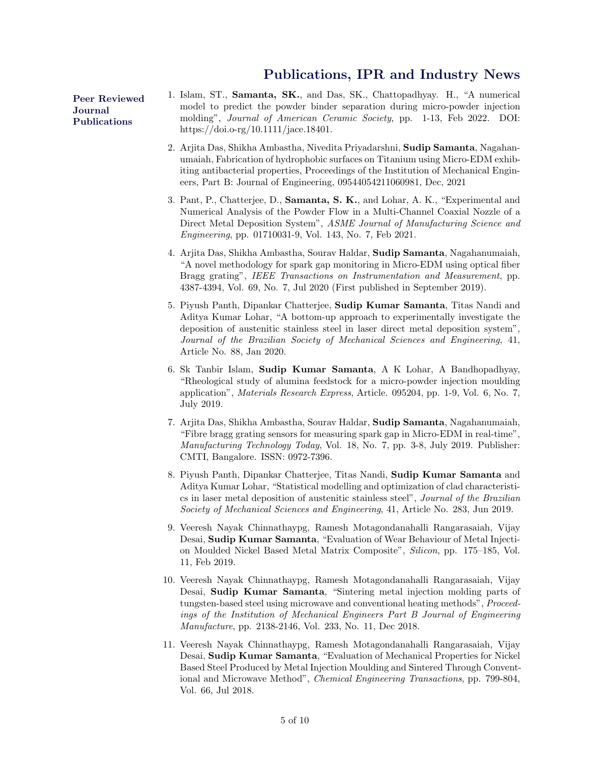# Publications, IPR and Industry News

## Peer Reviewed Journal Publications

1. Islam, ST., **Samanta, SK.**, and Das, SK., Chattopadhyay. H., "A numerical model to predict the powder binder separation during micro-powder injection molding", *Journal of American Ceramic Society*, pp. 1-13, Feb 2022. DOI: https://doi.o-rg/10.1111/jace.18401.

2. Arjita Das, Shikha Ambastha, Nivedita Priyadarshni, **Sudip Samanta**, Nagahanumaiah, Fabrication of hydrophobic surfaces on Titanium using Micro-EDM exhibiting antibacterial properties, Proceedings of the Institution of Mechanical Engineers, Part B: Journal of Engineering, 09544054211060981, Dec, 2021

3. Pant, P., Chatterjee, D., **Samanta, S. K.**, and Lohar, A. K., "Experimental and Numerical Analysis of the Powder Flow in a Multi-Channel Coaxial Nozzle of a Direct Metal Deposition System", *ASME Journal of Manufacturing Science and Engineering*, pp. 01710031-9, Vol. 143, No. 7, Feb 2021.

4. Arjita Das, Shikha Ambastha, Sourav Haldar, **Sudip Samanta**, Nagahanumaiah, "A novel methodology for spark gap monitoring in Micro-EDM using optical fiber Bragg grating", *IEEE Transactions on Instrumentation and Measurement*, pp. 4387-4394, Vol. 69, No. 7, Jul 2020 (First published in September 2019).

5. Piyush Panth, Dipankar Chatterjee, **Sudip Kumar Samanta**, Titas Nandi and Aditya Kumar Lohar, "A bottom-up approach to experimentally investigate the deposition of austenitic stainless steel in laser direct metal deposition system", *Journal of the Brazilian Society of Mechanical Sciences and Engineering*, 41, Article No. 88, Jan 2020.

6. Sk Tanbir Islam, **Sudip Kumar Samanta**, A K Lohar, A Bandhopadhyay, "Rheological study of alumina feedstock for a micro-powder injection moulding application", *Materials Research Express*, Article. 095204, pp. 1-9, Vol. 6, No. 7, July 2019.

7. Arjita Das, Shikha Ambastha, Sourav Haldar, **Sudip Samanta**, Nagahanumaiah, "Fibre bragg grating sensors for measuring spark gap in Micro-EDM in real-time", *Manufacturing Technology Today*, Vol. 18, No. 7, pp. 3-8, July 2019. Publisher: CMTI, Bangalore. ISSN: 0972-7396.

8. Piyush Panth, Dipankar Chatterjee, Titas Nandi, **Sudip Kumar Samanta** and Aditya Kumar Lohar, "Statistical modelling and optimization of clad characteristics in laser metal deposition of austenitic stainless steel", *Journal of the Brazilian Society of Mechanical Sciences and Engineering*, 41, Article No. 283, Jun 2019.

9. Veeresh Nayak Chinnathaypg, Ramesh Motagondanahalli Rangarasaiah, Vijay Desai, **Sudip Kumar Samanta**, "Evaluation of Wear Behaviour of Metal Injection Moulded Nickel Based Metal Matrix Composite", *Silicon*, pp. 175–185, Vol. 11, Feb 2019.

10. Veeresh Nayak Chinnathaypg, Ramesh Motagondanahalli Rangarasaiah, Vijay Desai, **Sudip Kumar Samanta**, "Sintering metal injection molding parts of tungsten-based steel using microwave and conventional heating methods", *Proceedings of the Institution of Mechanical Engineers Part B Journal of Engineering Manufacture*, pp. 2138-2146, Vol. 233, No. 11, Dec 2018.

11. Veeresh Nayak Chinnathaypg, Ramesh Motagondanahalli Rangarasaiah, Vijay Desai, **Sudip Kumar Samanta**, "Evaluation of Mechanical Properties for Nickel Based Steel Produced by Metal Injection Moulding and Sintered Through Conventional and Microwave Method", *Chemical Engineering Transactions*, pp. 799-804, Vol. 66, Jul 2018.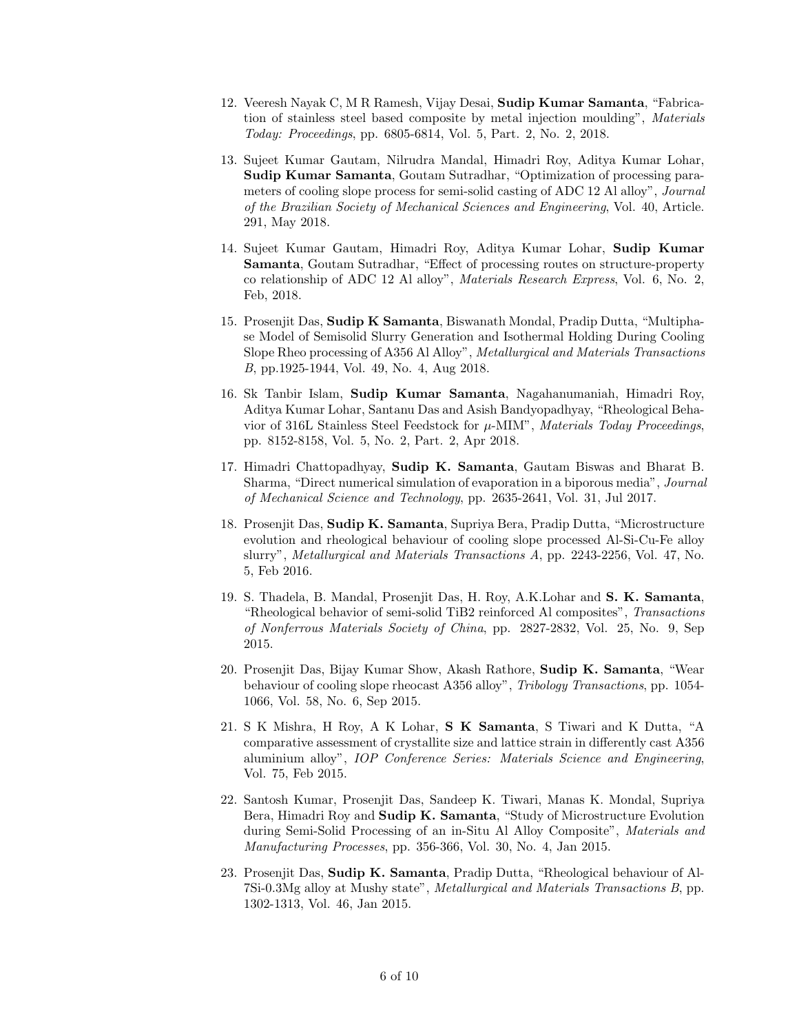12. Veeresh Nayak C, M R Ramesh, Vijay Desai, **Sudip Kumar Samanta**, "Fabrication of stainless steel based composite by metal injection moulding", *Materials Today: Proceedings*, pp. 6805-6814, Vol. 5, Part. 2, No. 2, 2018.

13. Sujeet Kumar Gautam, Nilrudra Mandal, Himadri Roy, Aditya Kumar Lohar, **Sudip Kumar Samanta**, Goutam Sutradhar, "Optimization of processing parameters of cooling slope process for semi-solid casting of ADC 12 Al alloy", *Journal of the Brazilian Society of Mechanical Sciences and Engineering*, Vol. 40, Article. 291, May 2018.

14. Sujeet Kumar Gautam, Himadri Roy, Aditya Kumar Lohar, **Sudip Kumar Samanta**, Goutam Sutradhar, "Effect of processing routes on structure-property co relationship of ADC 12 Al alloy", *Materials Research Express*, Vol. 6, No. 2, Feb, 2018.

15. Prosenjit Das, **Sudip K Samanta**, Biswanath Mondal, Pradip Dutta, "Multiphase Model of Semisolid Slurry Generation and Isothermal Holding During Cooling Slope Rheo processing of A356 Al Alloy", *Metallurgical and Materials Transactions B*, pp.1925-1944, Vol. 49, No. 4, Aug 2018.

16. Sk Tanbir Islam, **Sudip Kumar Samanta**, Nagahanumaniah, Himadri Roy, Aditya Kumar Lohar, Santanu Das and Asish Bandyopadhyay, "Rheological Behavior of 316L Stainless Steel Feedstock for $\mu$-MIM", *Materials Today Proceedings*, pp. 8152-8158, Vol. 5, No. 2, Part. 2, Apr 2018.

17. Himadri Chattopadhyay, **Sudip K. Samanta**, Gautam Biswas and Bharat B. Sharma, "Direct numerical simulation of evaporation in a biporous media", *Journal of Mechanical Science and Technology*, pp. 2635-2641, Vol. 31, Jul 2017.

18. Prosenjit Das, **Sudip K. Samanta**, Supriya Bera, Pradip Dutta, "Microstructure evolution and rheological behaviour of cooling slope processed Al-Si-Cu-Fe alloy slurry", *Metallurgical and Materials Transactions A*, pp. 2243-2256, Vol. 47, No. 5, Feb 2016.

19. S. Thadela, B. Mandal, Prosenjit Das, H. Roy, A.K.Lohar and **S. K. Samanta**, "Rheological behavior of semi-solid TiB2 reinforced Al composites", *Transactions of Nonferrous Materials Society of China*, pp. 2827-2832, Vol. 25, No. 9, Sep 2015.

20. Prosenjit Das, Bijay Kumar Show, Akash Rathore, **Sudip K. Samanta**, "Wear behaviour of cooling slope rheocast A356 alloy", *Tribology Transactions*, pp. 1054-1066, Vol. 58, No. 6, Sep 2015.

21. S K Mishra, H Roy, A K Lohar, **S K Samanta**, S Tiwari and K Dutta, "A comparative assessment of crystallite size and lattice strain in differently cast A356 aluminium alloy", *IOP Conference Series: Materials Science and Engineering*, Vol. 75, Feb 2015.

22. Santosh Kumar, Prosenjit Das, Sandeep K. Tiwari, Manas K. Mondal, Supriya Bera, Himadri Roy and **Sudip K. Samanta**, "Study of Microstructure Evolution during Semi-Solid Processing of an in-Situ Al Alloy Composite", *Materials and Manufacturing Processes*, pp. 356-366, Vol. 30, No. 4, Jan 2015.

23. Prosenjit Das, **Sudip K. Samanta**, Pradip Dutta, "Rheological behaviour of Al-7Si-0.3Mg alloy at Mushy state", *Metallurgical and Materials Transactions B*, pp. 1302-1313, Vol. 46, Jan 2015.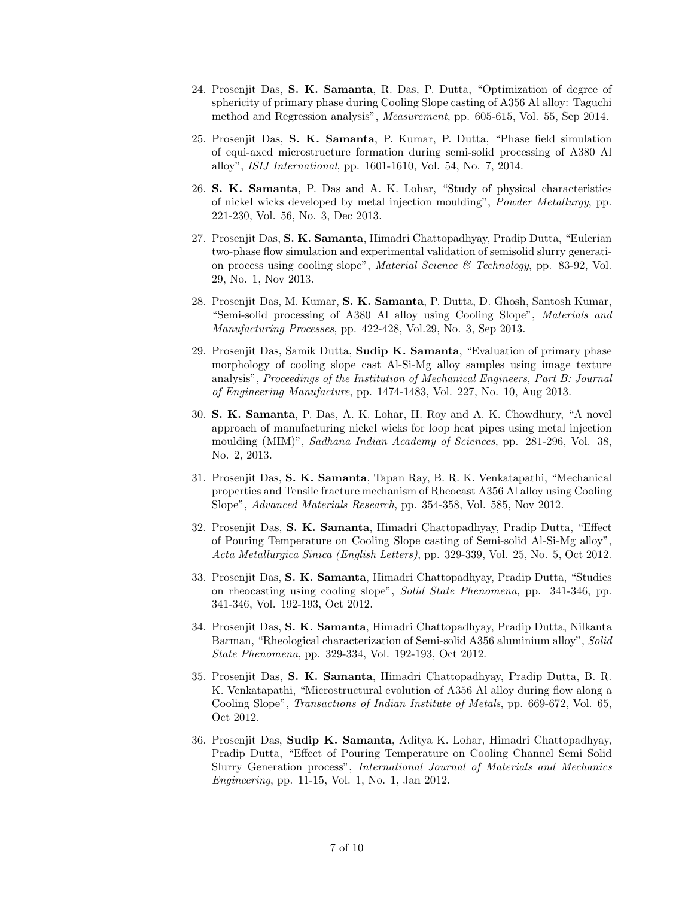24. Prosenjit Das, **S. K. Samanta**, R. Das, P. Dutta, "Optimization of degree of sphericity of primary phase during Cooling Slope casting of A356 Al alloy: Taguchi method and Regression analysis", *Measurement*, pp. 605-615, Vol. 55, Sep 2014.

25. Prosenjit Das, **S. K. Samanta**, P. Kumar, P. Dutta, "Phase field simulation of equi-axed microstructure formation during semi-solid processing of A380 Al alloy", *ISIJ International*, pp. 1601-1610, Vol. 54, No. 7, 2014.

26. **S. K. Samanta**, P. Das and A. K. Lohar, "Study of physical characteristics of nickel wicks developed by metal injection moulding", *Powder Metallurgy*, pp. 221-230, Vol. 56, No. 3, Dec 2013.

27. Prosenjit Das, **S. K. Samanta**, Himadri Chattopadhyay, Pradip Dutta, "Eulerian two-phase flow simulation and experimental validation of semisolid slurry generation process using cooling slope", *Material Science & Technology*, pp. 83-92, Vol. 29, No. 1, Nov 2013.

28. Prosenjit Das, M. Kumar, **S. K. Samanta**, P. Dutta, D. Ghosh, Santosh Kumar, "Semi-solid processing of A380 Al alloy using Cooling Slope", *Materials and Manufacturing Processes*, pp. 422-428, Vol.29, No. 3, Sep 2013.

29. Prosenjit Das, Samik Dutta, **Sudip K. Samanta**, "Evaluation of primary phase morphology of cooling slope cast Al-Si-Mg alloy samples using image texture analysis", *Proceedings of the Institution of Mechanical Engineers, Part B: Journal of Engineering Manufacture*, pp. 1474-1483, Vol. 227, No. 10, Aug 2013.

30. **S. K. Samanta**, P. Das, A. K. Lohar, H. Roy and A. K. Chowdhury, "A novel approach of manufacturing nickel wicks for loop heat pipes using metal injection moulding (MIM)", *Sadhana Indian Academy of Sciences*, pp. 281-296, Vol. 38, No. 2, 2013.

31. Prosenjit Das, **S. K. Samanta**, Tapan Ray, B. R. K. Venkatapathi, "Mechanical properties and Tensile fracture mechanism of Rheocast A356 Al alloy using Cooling Slope", *Advanced Materials Research*, pp. 354-358, Vol. 585, Nov 2012.

32. Prosenjit Das, **S. K. Samanta**, Himadri Chattopadhyay, Pradip Dutta, "Effect of Pouring Temperature on Cooling Slope casting of Semi-solid Al-Si-Mg alloy", *Acta Metallurgica Sinica (English Letters)*, pp. 329-339, Vol. 25, No. 5, Oct 2012.

33. Prosenjit Das, **S. K. Samanta**, Himadri Chattopadhyay, Pradip Dutta, "Studies on rheocasting using cooling slope", *Solid State Phenomena*, pp. 341-346, pp. 341-346, Vol. 192-193, Oct 2012.

34. Prosenjit Das, **S. K. Samanta**, Himadri Chattopadhyay, Pradip Dutta, Nilkanta Barman, "Rheological characterization of Semi-solid A356 aluminium alloy", *Solid State Phenomena*, pp. 329-334, Vol. 192-193, Oct 2012.

35. Prosenjit Das, **S. K. Samanta**, Himadri Chattopadhyay, Pradip Dutta, B. R. K. Venkatapathi, "Microstructural evolution of A356 Al alloy during flow along a Cooling Slope", *Transactions of Indian Institute of Metals*, pp. 669-672, Vol. 65, Oct 2012.

36. Prosenjit Das, **Sudip K. Samanta**, Aditya K. Lohar, Himadri Chattopadhyay, Pradip Dutta, "Effect of Pouring Temperature on Cooling Channel Semi Solid Slurry Generation process", *International Journal of Materials and Mechanics Engineering*, pp. 11-15, Vol. 1, No. 1, Jan 2012.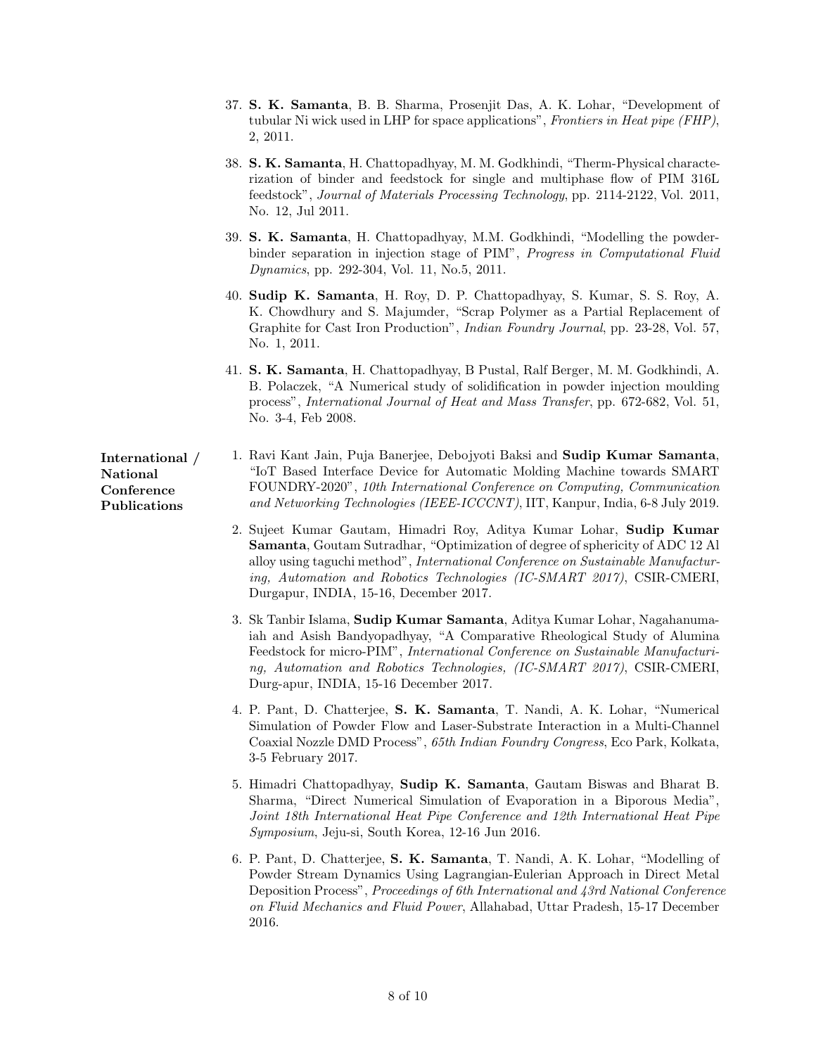37. **S. K. Samanta**, B. B. Sharma, Prosenjit Das, A. K. Lohar, "Development of tubular Ni wick used in LHP for space applications", *Frontiers in Heat pipe (FHP)*, 2, 2011.

38. **S. K. Samanta**, H. Chattopadhyay, M. M. Godkhindi, "Therm-Physical characterization of binder and feedstock for single and multiphase flow of PIM 316L feedstock", *Journal of Materials Processing Technology*, pp. 2114-2122, Vol. 2011, No. 12, Jul 2011.

39. **S. K. Samanta**, H. Chattopadhyay, M.M. Godkhindi, "Modelling the powder-binder separation in injection stage of PIM", *Progress in Computational Fluid Dynamics*, pp. 292-304, Vol. 11, No.5, 2011.

40. **Sudip K. Samanta**, H. Roy, D. P. Chattopadhyay, S. Kumar, S. S. Roy, A. K. Chowdhury and S. Majumder, "Scrap Polymer as a Partial Replacement of Graphite for Cast Iron Production", *Indian Foundry Journal*, pp. 23-28, Vol. 57, No. 1, 2011.

41. **S. K. Samanta**, H. Chattopadhyay, B Pustal, Ralf Berger, M. M. Godkhindi, A. B. Polaczek, "A Numerical study of solidification in powder injection moulding process", *International Journal of Heat and Mass Transfer*, pp. 672-682, Vol. 51, No. 3-4, Feb 2008.

**International / National Conference Publications**

1. Ravi Kant Jain, Puja Banerjee, Debojyoti Baksi and **Sudip Kumar Samanta**, "IoT Based Interface Device for Automatic Molding Machine towards SMART FOUNDRY-2020", *10th International Conference on Computing, Communication and Networking Technologies (IEEE-ICCCNT)*, IIT, Kanpur, India, 6-8 July 2019.

2. Sujeet Kumar Gautam, Himadri Roy, Aditya Kumar Lohar, **Sudip Kumar Samanta**, Goutam Sutradhar, "Optimization of degree of sphericity of ADC 12 Al alloy using taguchi method", *International Conference on Sustainable Manufacturing, Automation and Robotics Technologies (IC-SMART 2017)*, CSIR-CMERI, Durgapur, INDIA, 15-16, December 2017.

3. Sk Tanbir Islama, **Sudip Kumar Samanta**, Aditya Kumar Lohar, Nagahanumaiah and Asish Bandyopadhyay, "A Comparative Rheological Study of Alumina Feedstock for micro-PIM", *International Conference on Sustainable Manufacturing, Automation and Robotics Technologies, (IC-SMART 2017)*, CSIR-CMERI, Durg-apur, INDIA, 15-16 December 2017.

4. P. Pant, D. Chatterjee, **S. K. Samanta**, T. Nandi, A. K. Lohar, "Numerical Simulation of Powder Flow and Laser-Substrate Interaction in a Multi-Channel Coaxial Nozzle DMD Process", *65th Indian Foundry Congress*, Eco Park, Kolkata, 3-5 February 2017.

5. Himadri Chattopadhyay, **Sudip K. Samanta**, Gautam Biswas and Bharat B. Sharma, "Direct Numerical Simulation of Evaporation in a Biporous Media", *Joint 18th International Heat Pipe Conference and 12th International Heat Pipe Symposium*, Jeju-si, South Korea, 12-16 Jun 2016.

6. P. Pant, D. Chatterjee, **S. K. Samanta**, T. Nandi, A. K. Lohar, "Modelling of Powder Stream Dynamics Using Lagrangian-Eulerian Approach in Direct Metal Deposition Process", *Proceedings of 6th International and 43rd National Conference on Fluid Mechanics and Fluid Power*, Allahabad, Uttar Pradesh, 15-17 December 2016.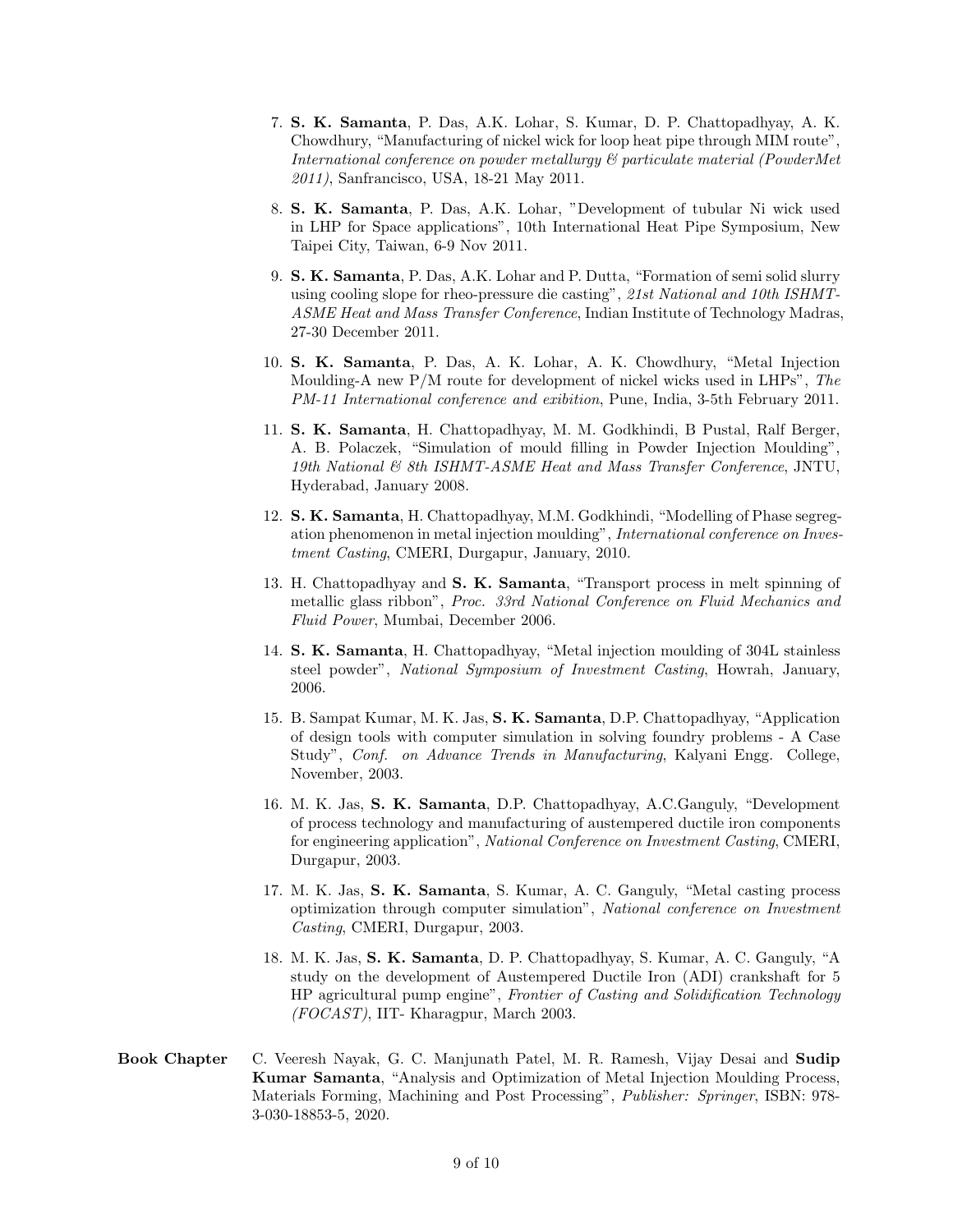7. **S. K. Samanta**, P. Das, A.K. Lohar, S. Kumar, D. P. Chattopadhyay, A. K. Chowdhury, "Manufacturing of nickel wick for loop heat pipe through MIM route", *International conference on powder metallurgy & particulate material (PowderMet 2011)*, Sanfrancisco, USA, 18-21 May 2011.

8. **S. K. Samanta**, P. Das, A.K. Lohar, "Development of tubular Ni wick used in LHP for Space applications", 10th International Heat Pipe Symposium, New Taipei City, Taiwan, 6-9 Nov 2011.

9. **S. K. Samanta**, P. Das, A.K. Lohar and P. Dutta, "Formation of semi solid slurry using cooling slope for rheo-pressure die casting", *21st National and 10th ISHMT-ASME Heat and Mass Transfer Conference*, Indian Institute of Technology Madras, 27-30 December 2011.

10. **S. K. Samanta**, P. Das, A. K. Lohar, A. K. Chowdhury, "Metal Injection Moulding-A new P/M route for development of nickel wicks used in LHPs", *The PM-11 International conference and exibition*, Pune, India, 3-5th February 2011.

11. **S. K. Samanta**, H. Chattopadhyay, M. M. Godkhindi, B Pustal, Ralf Berger, A. B. Polaczek, "Simulation of mould filling in Powder Injection Moulding", *19th National & 8th ISHMT-ASME Heat and Mass Transfer Conference*, JNTU, Hyderabad, January 2008.

12. **S. K. Samanta**, H. Chattopadhyay, M.M. Godkhindi, "Modelling of Phase segregation phenomenon in metal injection moulding", *International conference on Investment Casting*, CMERI, Durgapur, January, 2010.

13. H. Chattopadhyay and **S. K. Samanta**, "Transport process in melt spinning of metallic glass ribbon", *Proc. 33rd National Conference on Fluid Mechanics and Fluid Power*, Mumbai, December 2006.

14. **S. K. Samanta**, H. Chattopadhyay, "Metal injection moulding of 304L stainless steel powder", *National Symposium of Investment Casting*, Howrah, January, 2006.

15. B. Sampat Kumar, M. K. Jas, **S. K. Samanta**, D.P. Chattopadhyay, "Application of design tools with computer simulation in solving foundry problems - A Case Study", *Conf. on Advance Trends in Manufacturing*, Kalyani Engg. College, November, 2003.

16. M. K. Jas, **S. K. Samanta**, D.P. Chattopadhyay, A.C.Ganguly, "Development of process technology and manufacturing of austempered ductile iron components for engineering application", *National Conference on Investment Casting*, CMERI, Durgapur, 2003.

17. M. K. Jas, **S. K. Samanta**, S. Kumar, A. C. Ganguly, "Metal casting process optimization through computer simulation", *National conference on Investment Casting*, CMERI, Durgapur, 2003.

18. M. K. Jas, **S. K. Samanta**, D. P. Chattopadhyay, S. Kumar, A. C. Ganguly, "A study on the development of Austempered Ductile Iron (ADI) crankshaft for 5 HP agricultural pump engine", *Frontier of Casting and Solidification Technology (FOCAST)*, IIT- Kharagpur, March 2003.

**Book Chapter** C. Veeresh Nayak, G. C. Manjunath Patel, M. R. Ramesh, Vijay Desai and **Sudip Kumar Samanta**, "Analysis and Optimization of Metal Injection Moulding Process, Materials Forming, Machining and Post Processing", *Publisher: Springer*, ISBN: 978-3-030-18853-5, 2020.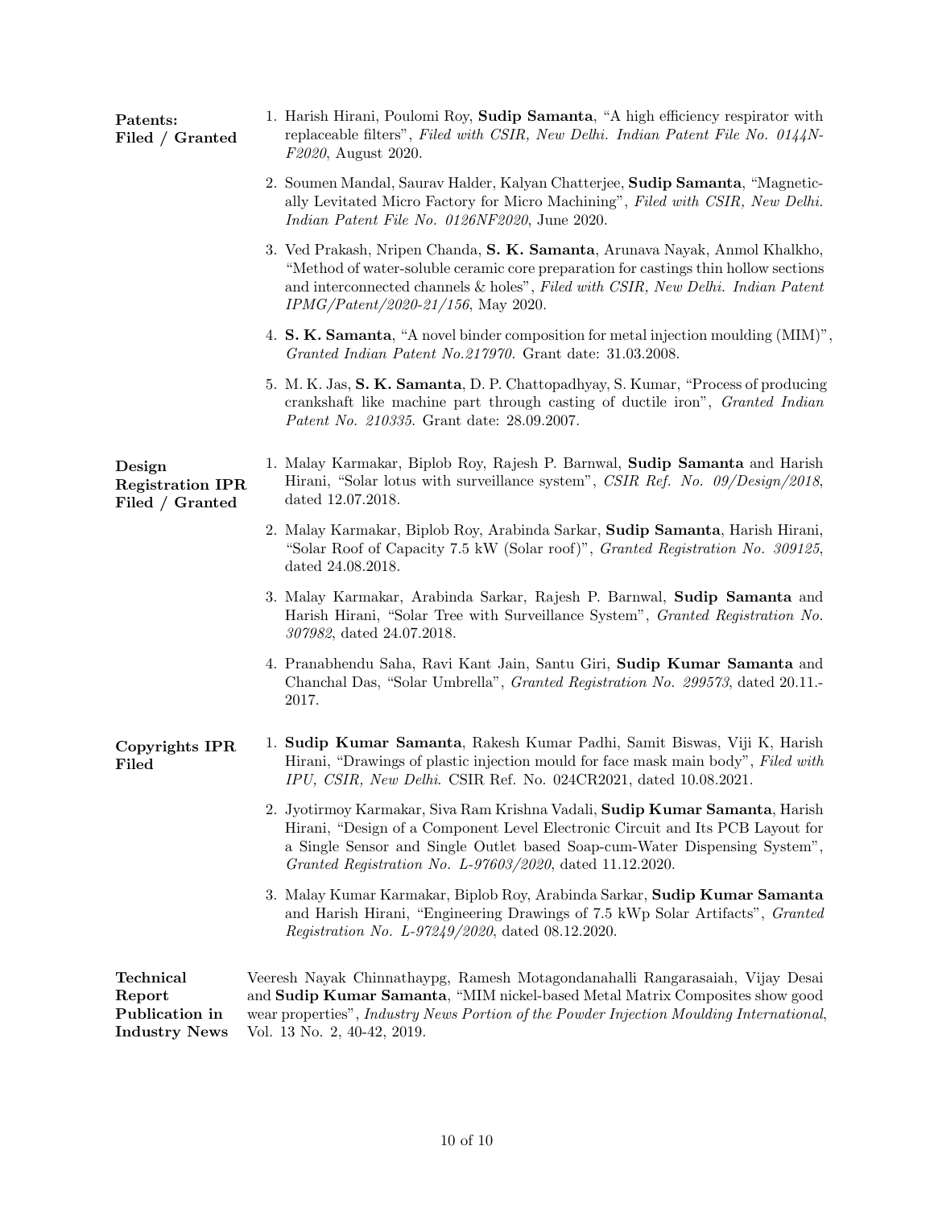**Patents: Filed / Granted**

1. Harish Hirani, Poulomi Roy, **Sudip Samanta**, "A high efficiency respirator with replaceable filters", *Filed with CSIR, New Delhi. Indian Patent File No. 0144N-F2020*, August 2020.
2. Soumen Mandal, Saurav Halder, Kalyan Chatterjee, **Sudip Samanta**, "Magnetically Levitated Micro Factory for Micro Machining", *Filed with CSIR, New Delhi. Indian Patent File No. 0126NF2020*, June 2020.
3. Ved Prakash, Nripen Chanda, **S. K. Samanta**, Arunava Nayak, Anmol Khalkho, "Method of water-soluble ceramic core preparation for castings thin hollow sections and interconnected channels & holes", *Filed with CSIR, New Delhi. Indian Patent IPMG/Patent/2020-21/156*, May 2020.
4. **S. K. Samanta**, "A novel binder composition for metal injection moulding (MIM)", *Granted Indian Patent No.217970.* Grant date: 31.03.2008.
5. M. K. Jas, **S. K. Samanta**, D. P. Chattopadhyay, S. Kumar, "Process of producing crankshaft like machine part through casting of ductile iron", *Granted Indian Patent No. 210335.* Grant date: 28.09.2007.

**Design Registration IPR Filed / Granted**

1. Malay Karmakar, Biplob Roy, Rajesh P. Barnwal, **Sudip Samanta** and Harish Hirani, "Solar lotus with surveillance system", *CSIR Ref. No. 09/Design/2018*, dated 12.07.2018.
2. Malay Karmakar, Biplob Roy, Arabinda Sarkar, **Sudip Samanta**, Harish Hirani, "Solar Roof of Capacity 7.5 kW (Solar roof)", *Granted Registration No. 309125*, dated 24.08.2018.
3. Malay Karmakar, Arabinda Sarkar, Rajesh P. Barnwal, **Sudip Samanta** and Harish Hirani, "Solar Tree with Surveillance System", *Granted Registration No. 307982*, dated 24.07.2018.
4. Pranabhendu Saha, Ravi Kant Jain, Santu Giri, **Sudip Kumar Samanta** and Chanchal Das, "Solar Umbrella", *Granted Registration No. 299573*, dated 20.11.-2017.

**Copyrights IPR Filed**

1. **Sudip Kumar Samanta**, Rakesh Kumar Padhi, Samit Biswas, Viji K, Harish Hirani, "Drawings of plastic injection mould for face mask main body", *Filed with IPU, CSIR, New Delhi.* CSIR Ref. No. 024CR2021, dated 10.08.2021.
2. Jyotirmoy Karmakar, Siva Ram Krishna Vadali, **Sudip Kumar Samanta**, Harish Hirani, "Design of a Component Level Electronic Circuit and Its PCB Layout for a Single Sensor and Single Outlet based Soap-cum-Water Dispensing System", *Granted Registration No. L-97603/2020*, dated 11.12.2020.
3. Malay Kumar Karmakar, Biplob Roy, Arabinda Sarkar, **Sudip Kumar Samanta** and Harish Hirani, "Engineering Drawings of 7.5 kWp Solar Artifacts", *Granted Registration No. L-97249/2020*, dated 08.12.2020.

**Technical Report Publication in Industry News**

Veeresh Nayak Chinnathaypg, Ramesh Motagondanahalli Rangarasaiah, Vijay Desai and **Sudip Kumar Samanta**, "MIM nickel-based Metal Matrix Composites show good wear properties", *Industry News Portion of the Powder Injection Moulding International*, Vol. 13 No. 2, 40-42, 2019.